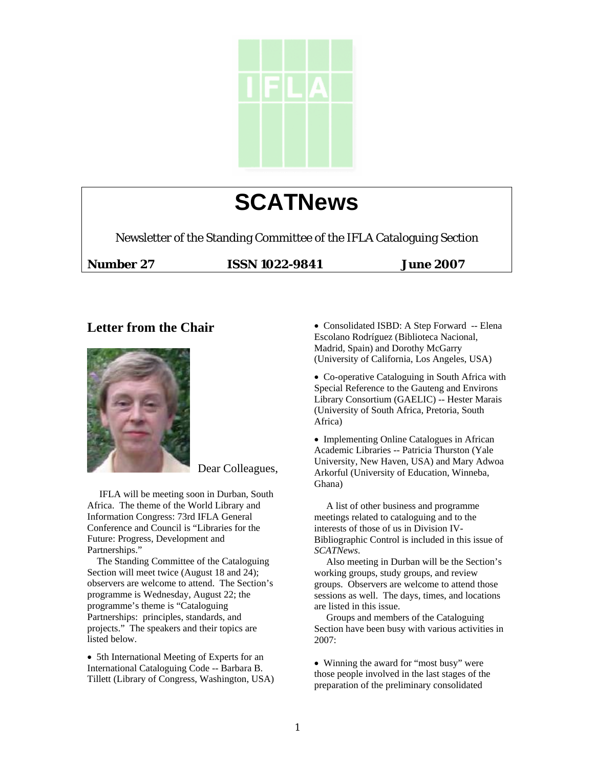# SCATNews

Newsletter of the Standing Committee of the IFLA Cataloguing Section

**Number 27** **ISSN 1022-9841** **June 2007**

## Letter from the Chair

Dear Colleagues,

IFLA will be meeting soon in Durban, South Africa. The theme of the World Library and Information Congress: 73rd IFLA General Conference and Council is "Libraries for the Future: Progress, Development and Partnerships."

The Standing Committee of the Cataloguing Section will meet twice (August 18 and 24); observers are welcome to attend. The Section's programme is Wednesday, August 22; the programme's theme is "Cataloguing Partnerships: principles, standards, and projects." The speakers and their topics are listed below.

- 5th International Meeting of Experts for an International Cataloguing Code -- Barbara B. Tillett (Library of Congress, Washington, USA)
- Consolidated ISBD: A Step Forward -- Elena Escolano Rodríguez (Biblioteca Nacional, Madrid, Spain) and Dorothy McGarry (University of California, Los Angeles, USA)
- Co-operative Cataloguing in South Africa with Special Reference to the Gauteng and Environs Library Consortium (GAELIC) -- Hester Marais (University of South Africa, Pretoria, South Africa)
- Implementing Online Catalogues in African Academic Libraries -- Patricia Thurston (Yale University, New Haven, USA) and Mary Adwoa Arkorful (University of Education, Winneba, Ghana)

A list of other business and programme meetings related to cataloguing and to the interests of those of us in Division IV-Bibliographic Control is included in this issue of *SCATNews*.

Also meeting in Durban will be the Section's working groups, study groups, and review groups. Observers are welcome to attend those sessions as well. The days, times, and locations are listed in this issue.

Groups and members of the Cataloguing Section have been busy with various activities in 2007:

- Winning the award for "most busy" were those people involved in the last stages of the preparation of the preliminary consolidated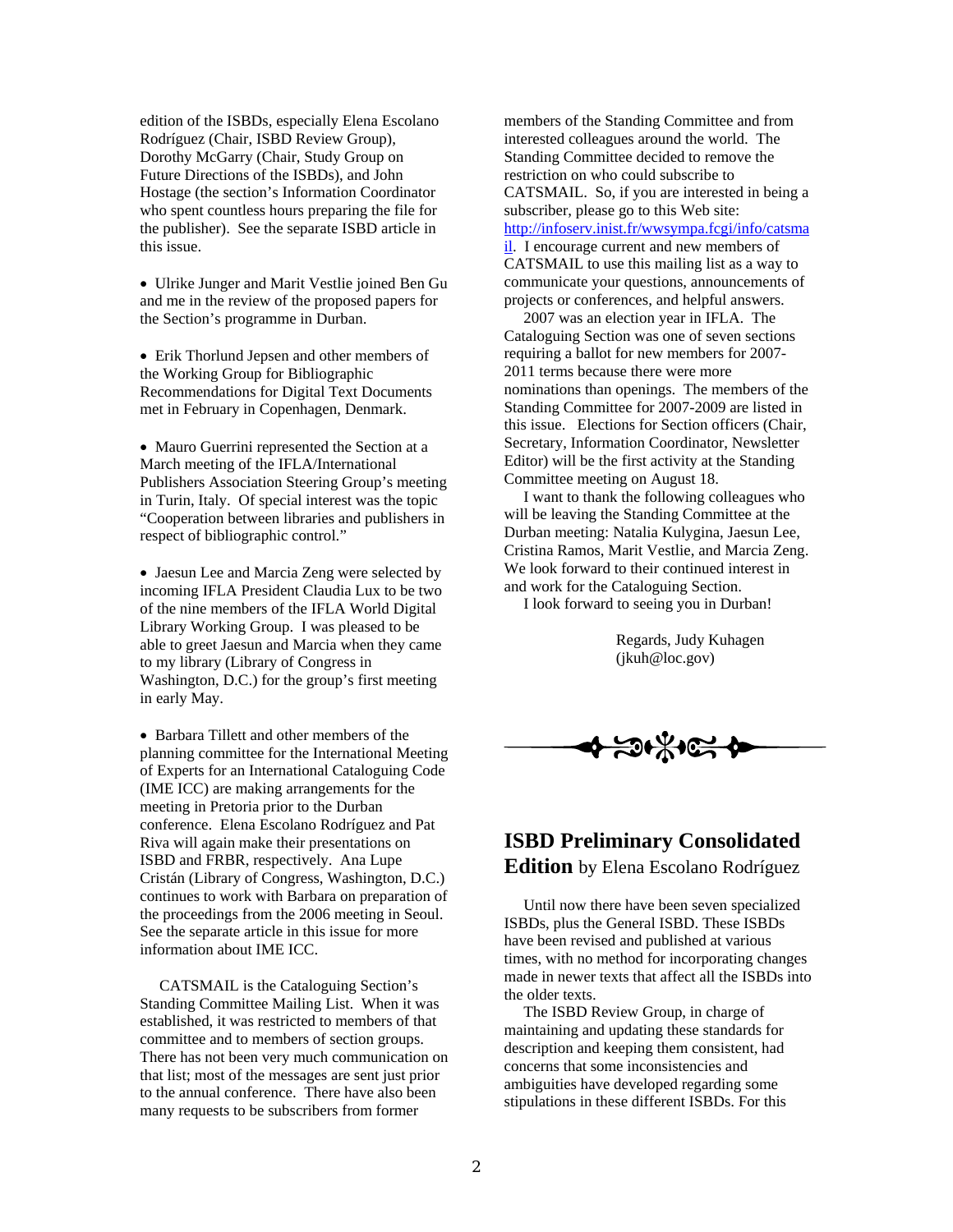edition of the ISBDs, especially Elena Escolano Rodríguez (Chair, ISBD Review Group), Dorothy McGarry (Chair, Study Group on Future Directions of the ISBDs), and John Hostage (the section's Information Coordinator who spent countless hours preparing the file for the publisher). See the separate ISBD article in this issue.

- Ulrike Junger and Marit Vestlie joined Ben Gu and me in the review of the proposed papers for the Section's programme in Durban.

- Erik Thorlund Jepsen and other members of the Working Group for Bibliographic Recommendations for Digital Text Documents met in February in Copenhagen, Denmark.

- Mauro Guerrini represented the Section at a March meeting of the IFLA/International Publishers Association Steering Group's meeting in Turin, Italy. Of special interest was the topic "Cooperation between libraries and publishers in respect of bibliographic control."

- Jaesun Lee and Marcia Zeng were selected by incoming IFLA President Claudia Lux to be two of the nine members of the IFLA World Digital Library Working Group. I was pleased to be able to greet Jaesun and Marcia when they came to my library (Library of Congress in Washington, D.C.) for the group's first meeting in early May.

- Barbara Tillett and other members of the planning committee for the International Meeting of Experts for an International Cataloguing Code (IME ICC) are making arrangements for the meeting in Pretoria prior to the Durban conference. Elena Escolano Rodríguez and Pat Riva will again make their presentations on ISBD and FRBR, respectively. Ana Lupe Cristán (Library of Congress, Washington, D.C.) continues to work with Barbara on preparation of the proceedings from the 2006 meeting in Seoul. See the separate article in this issue for more information about IME ICC.

CATSMAIL is the Cataloguing Section's Standing Committee Mailing List. When it was established, it was restricted to members of that committee and to members of section groups. There has not been very much communication on that list; most of the messages are sent just prior to the annual conference. There have also been many requests to be subscribers from former members of the Standing Committee and from interested colleagues around the world. The Standing Committee decided to remove the restriction on who could subscribe to CATSMAIL. So, if you are interested in being a subscriber, please go to this Web site: http://infoserv.inist.fr/wwsympa.fcgi/info/catsmail. I encourage current and new members of CATSMAIL to use this mailing list as a way to communicate your questions, announcements of projects or conferences, and helpful answers.

2007 was an election year in IFLA. The Cataloguing Section was one of seven sections requiring a ballot for new members for 2007-2011 terms because there were more nominations than openings. The members of the Standing Committee for 2007-2009 are listed in this issue. Elections for Section officers (Chair, Secretary, Information Coordinator, Newsletter Editor) will be the first activity at the Standing Committee meeting on August 18.

I want to thank the following colleagues who will be leaving the Standing Committee at the Durban meeting: Natalia Kulygina, Jaesun Lee, Cristina Ramos, Marit Vestlie, and Marcia Zeng. We look forward to their continued interest in and work for the Cataloguing Section.

I look forward to seeing you in Durban!

Regards, Judy Kuhagen
(jkuh@loc.gov)

## ISBD Preliminary Consolidated Edition by Elena Escolano Rodríguez

Until now there have been seven specialized ISBDs, plus the General ISBD. These ISBDs have been revised and published at various times, with no method for incorporating changes made in newer texts that affect all the ISBDs into the older texts.

The ISBD Review Group, in charge of maintaining and updating these standards for description and keeping them consistent, had concerns that some inconsistencies and ambiguities have developed regarding some stipulations in these different ISBDs. For this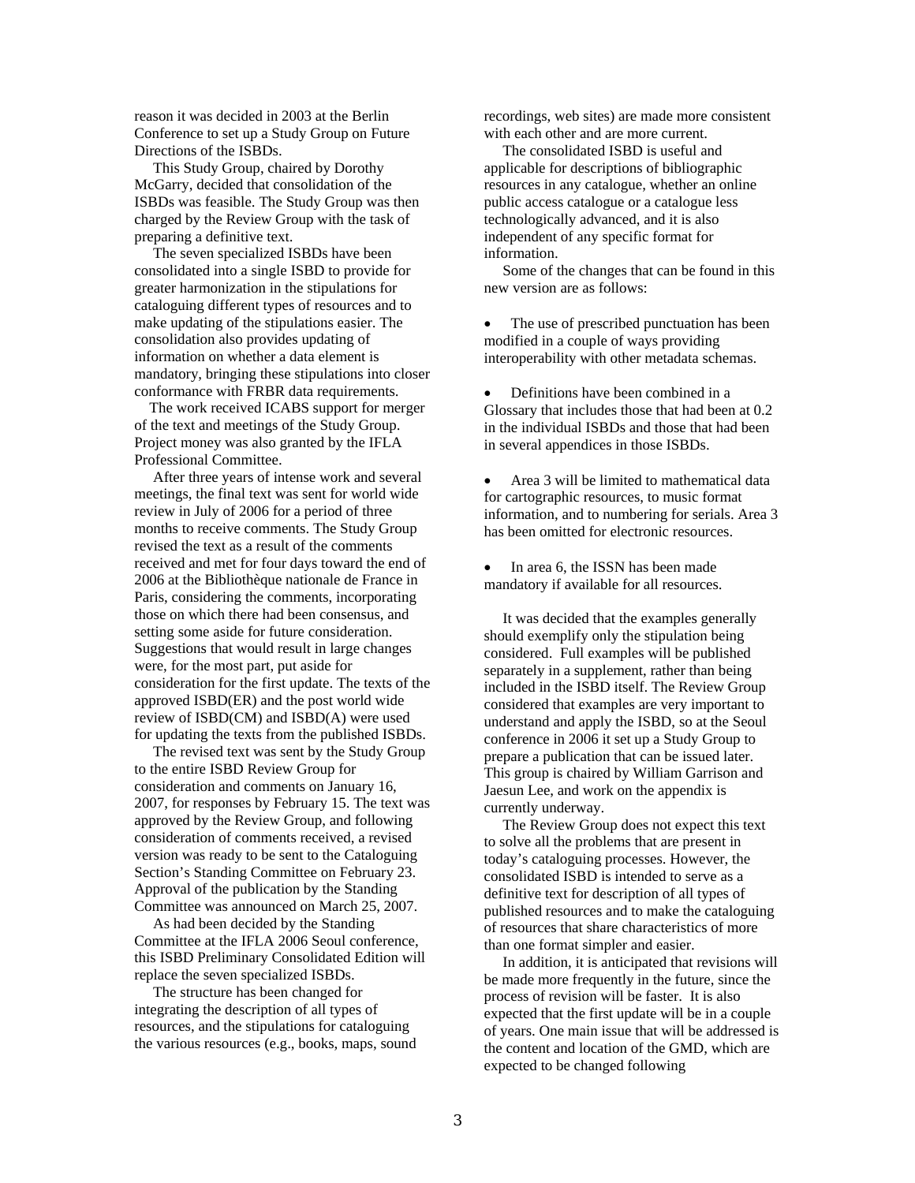reason it was decided in 2003 at the Berlin Conference to set up a Study Group on Future Directions of the ISBDs.

This Study Group, chaired by Dorothy McGarry, decided that consolidation of the ISBDs was feasible. The Study Group was then charged by the Review Group with the task of preparing a definitive text.

The seven specialized ISBDs have been consolidated into a single ISBD to provide for greater harmonization in the stipulations for cataloguing different types of resources and to make updating of the stipulations easier. The consolidation also provides updating of information on whether a data element is mandatory, bringing these stipulations into closer conformance with FRBR data requirements.

The work received ICABS support for merger of the text and meetings of the Study Group. Project money was also granted by the IFLA Professional Committee.

After three years of intense work and several meetings, the final text was sent for world wide review in July of 2006 for a period of three months to receive comments. The Study Group revised the text as a result of the comments received and met for four days toward the end of 2006 at the Bibliothèque nationale de France in Paris, considering the comments, incorporating those on which there had been consensus, and setting some aside for future consideration. Suggestions that would result in large changes were, for the most part, put aside for consideration for the first update. The texts of the approved ISBD(ER) and the post world wide review of ISBD(CM) and ISBD(A) were used for updating the texts from the published ISBDs.

The revised text was sent by the Study Group to the entire ISBD Review Group for consideration and comments on January 16, 2007, for responses by February 15. The text was approved by the Review Group, and following consideration of comments received, a revised version was ready to be sent to the Cataloguing Section's Standing Committee on February 23. Approval of the publication by the Standing Committee was announced on March 25, 2007.

As had been decided by the Standing Committee at the IFLA 2006 Seoul conference, this ISBD Preliminary Consolidated Edition will replace the seven specialized ISBDs.

The structure has been changed for integrating the description of all types of resources, and the stipulations for cataloguing the various resources (e.g., books, maps, sound recordings, web sites) are made more consistent with each other and are more current.

The consolidated ISBD is useful and applicable for descriptions of bibliographic resources in any catalogue, whether an online public access catalogue or a catalogue less technologically advanced, and it is also independent of any specific format for information.

Some of the changes that can be found in this new version are as follows:

- The use of prescribed punctuation has been modified in a couple of ways providing interoperability with other metadata schemas.

- Definitions have been combined in a Glossary that includes those that had been at 0.2 in the individual ISBDs and those that had been in several appendices in those ISBDs.

- Area 3 will be limited to mathematical data for cartographic resources, to music format information, and to numbering for serials. Area 3 has been omitted for electronic resources.

- In area 6, the ISSN has been made mandatory if available for all resources.

It was decided that the examples generally should exemplify only the stipulation being considered. Full examples will be published separately in a supplement, rather than being included in the ISBD itself. The Review Group considered that examples are very important to understand and apply the ISBD, so at the Seoul conference in 2006 it set up a Study Group to prepare a publication that can be issued later. This group is chaired by William Garrison and Jaesun Lee, and work on the appendix is currently underway.

The Review Group does not expect this text to solve all the problems that are present in today's cataloguing processes. However, the consolidated ISBD is intended to serve as a definitive text for description of all types of published resources and to make the cataloguing of resources that share characteristics of more than one format simpler and easier.

In addition, it is anticipated that revisions will be made more frequently in the future, since the process of revision will be faster. It is also expected that the first update will be in a couple of years. One main issue that will be addressed is the content and location of the GMD, which are expected to be changed following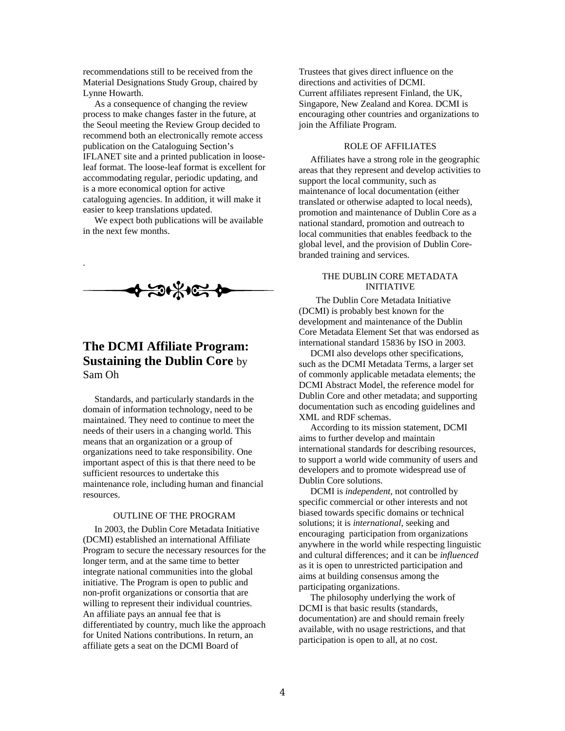recommendations still to be received from the Material Designations Study Group, chaired by Lynne Howarth.

As a consequence of changing the review process to make changes faster in the future, at the Seoul meeting the Review Group decided to recommend both an electronically remote access publication on the Cataloguing Section's IFLANET site and a printed publication in loose-leaf format. The loose-leaf format is excellent for accommodating regular, periodic updating, and is a more economical option for active cataloguing agencies. In addition, it will make it easier to keep translations updated.

We expect both publications will be available in the next few months.

## **The DCMI Affiliate Program: Sustaining the Dublin Core** by Sam Oh

Standards, and particularly standards in the domain of information technology, need to be maintained. They need to continue to meet the needs of their users in a changing world. This means that an organization or a group of organizations need to take responsibility. One important aspect of this is that there need to be sufficient resources to undertake this maintenance role, including human and financial resources.

### OUTLINE OF THE PROGRAM

In 2003, the Dublin Core Metadata Initiative (DCMI) established an international Affiliate Program to secure the necessary resources for the longer term, and at the same time to better integrate national communities into the global initiative. The Program is open to public and non-profit organizations or consortia that are willing to represent their individual countries. An affiliate pays an annual fee that is differentiated by country, much like the approach for United Nations contributions. In return, an affiliate gets a seat on the DCMI Board of Trustees that gives direct influence on the directions and activities of DCMI.

Current affiliates represent Finland, the UK, Singapore, New Zealand and Korea. DCMI is encouraging other countries and organizations to join the Affiliate Program.

### ROLE OF AFFILIATES

Affiliates have a strong role in the geographic areas that they represent and develop activities to support the local community, such as maintenance of local documentation (either translated or otherwise adapted to local needs), promotion and maintenance of Dublin Core as a national standard, promotion and outreach to local communities that enables feedback to the global level, and the provision of Dublin Core-branded training and services.

### THE DUBLIN CORE METADATA INITIATIVE

The Dublin Core Metadata Initiative (DCMI) is probably best known for the development and maintenance of the Dublin Core Metadata Element Set that was endorsed as international standard 15836 by ISO in 2003.

DCMI also develops other specifications, such as the DCMI Metadata Terms, a larger set of commonly applicable metadata elements; the DCMI Abstract Model, the reference model for Dublin Core and other metadata; and supporting documentation such as encoding guidelines and XML and RDF schemas.

According to its mission statement, DCMI aims to further develop and maintain international standards for describing resources, to support a world wide community of users and developers and to promote widespread use of Dublin Core solutions.

DCMI is *independent*, not controlled by specific commercial or other interests and not biased towards specific domains or technical solutions; it is *international*, seeking and encouraging participation from organizations anywhere in the world while respecting linguistic and cultural differences; and it can be *influenced* as it is open to unrestricted participation and aims at building consensus among the participating organizations.

The philosophy underlying the work of DCMI is that basic results (standards, documentation) are and should remain freely available, with no usage restrictions, and that participation is open to all, at no cost.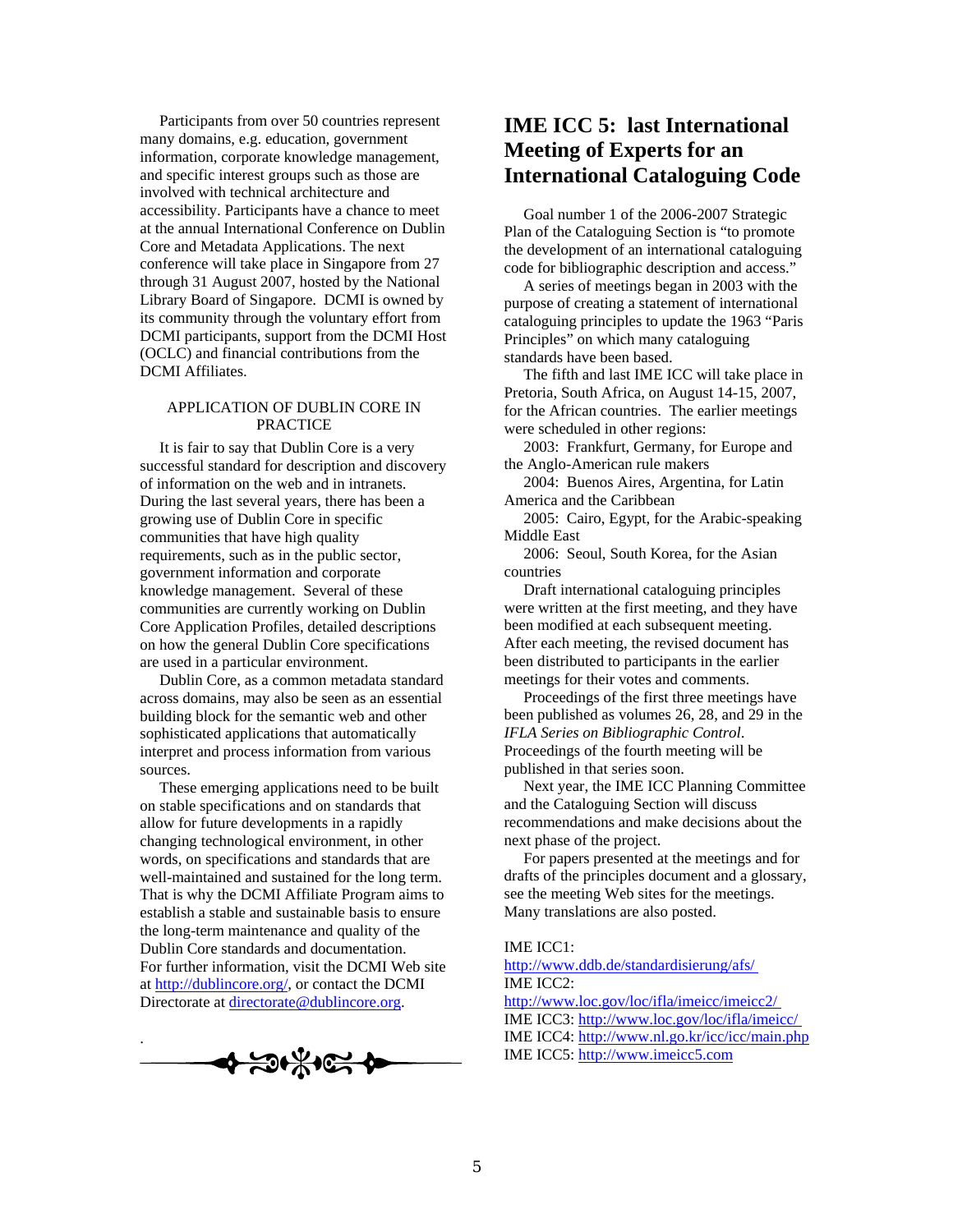Participants from over 50 countries represent many domains, e.g. education, government information, corporate knowledge management, and specific interest groups such as those are involved with technical architecture and accessibility. Participants have a chance to meet at the annual International Conference on Dublin Core and Metadata Applications. The next conference will take place in Singapore from 27 through 31 August 2007, hosted by the National Library Board of Singapore. DCMI is owned by its community through the voluntary effort from DCMI participants, support from the DCMI Host (OCLC) and financial contributions from the DCMI Affiliates.

APPLICATION OF DUBLIN CORE IN PRACTICE

It is fair to say that Dublin Core is a very successful standard for description and discovery of information on the web and in intranets. During the last several years, there has been a growing use of Dublin Core in specific communities that have high quality requirements, such as in the public sector, government information and corporate knowledge management. Several of these communities are currently working on Dublin Core Application Profiles, detailed descriptions on how the general Dublin Core specifications are used in a particular environment.

Dublin Core, as a common metadata standard across domains, may also be seen as an essential building block for the semantic web and other sophisticated applications that automatically interpret and process information from various sources.

These emerging applications need to be built on stable specifications and on standards that allow for future developments in a rapidly changing technological environment, in other words, on specifications and standards that are well-maintained and sustained for the long term. That is why the DCMI Affiliate Program aims to establish a stable and sustainable basis to ensure the long-term maintenance and quality of the Dublin Core standards and documentation. For further information, visit the DCMI Web site at http://dublincore.org/, or contact the DCMI Directorate at directorate@dublincore.org.

## IME ICC 5: last International Meeting of Experts for an International Cataloguing Code

Goal number 1 of the 2006-2007 Strategic Plan of the Cataloguing Section is "to promote the development of an international cataloguing code for bibliographic description and access."

A series of meetings began in 2003 with the purpose of creating a statement of international cataloguing principles to update the 1963 "Paris Principles" on which many cataloguing standards have been based.

The fifth and last IME ICC will take place in Pretoria, South Africa, on August 14-15, 2007, for the African countries. The earlier meetings were scheduled in other regions:

2003: Frankfurt, Germany, for Europe and the Anglo-American rule makers

2004: Buenos Aires, Argentina, for Latin America and the Caribbean

2005: Cairo, Egypt, for the Arabic-speaking Middle East

2006: Seoul, South Korea, for the Asian countries

Draft international cataloguing principles were written at the first meeting, and they have been modified at each subsequent meeting. After each meeting, the revised document has been distributed to participants in the earlier meetings for their votes and comments.

Proceedings of the first three meetings have been published as volumes 26, 28, and 29 in the *IFLA Series on Bibliographic Control*. Proceedings of the fourth meeting will be published in that series soon.

Next year, the IME ICC Planning Committee and the Cataloguing Section will discuss recommendations and make decisions about the next phase of the project.

For papers presented at the meetings and for drafts of the principles document and a glossary, see the meeting Web sites for the meetings. Many translations are also posted.

IME ICC1: http://www.ddb.de/standardisierung/afs/
IME ICC2: http://www.loc.gov/loc/ifla/imeicc/imeicc2/
IME ICC3: http://www.loc.gov/loc/ifla/imeicc/
IME ICC4: http://www.nl.go.kr/icc/icc/main.php
IME ICC5: http://www.imeicc5.com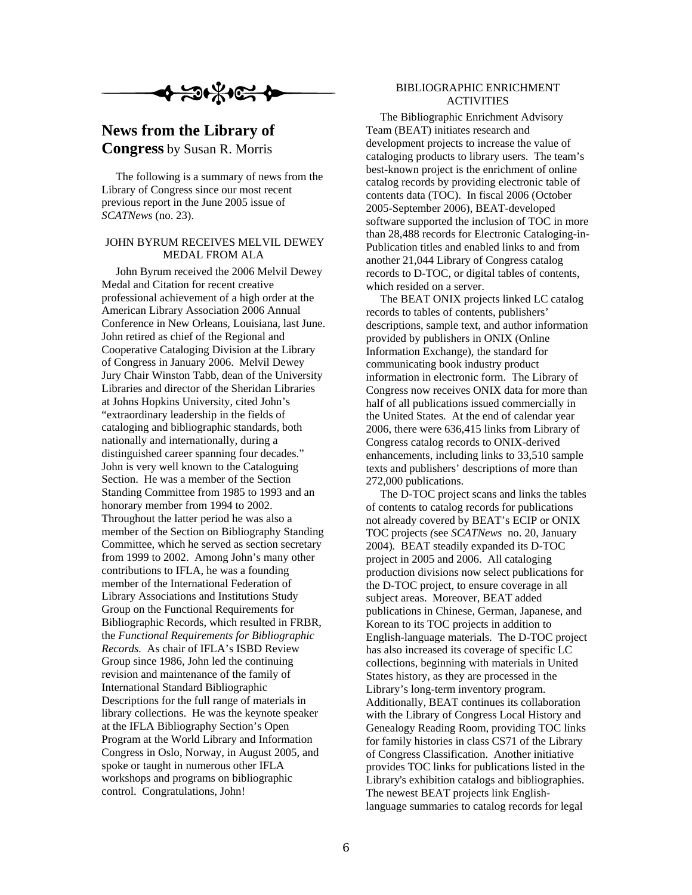## News from the Library of Congress by Susan R. Morris

The following is a summary of news from the Library of Congress since our most recent previous report in the June 2005 issue of *SCATNews* (no. 23).

### JOHN BYRUM RECEIVES MELVIL DEWEY MEDAL FROM ALA

John Byrum received the 2006 Melvil Dewey Medal and Citation for recent creative professional achievement of a high order at the American Library Association 2006 Annual Conference in New Orleans, Louisiana, last June. John retired as chief of the Regional and Cooperative Cataloging Division at the Library of Congress in January 2006. Melvil Dewey Jury Chair Winston Tabb, dean of the University Libraries and director of the Sheridan Libraries at Johns Hopkins University, cited John's "extraordinary leadership in the fields of cataloging and bibliographic standards, both nationally and internationally, during a distinguished career spanning four decades." John is very well known to the Cataloguing Section. He was a member of the Section Standing Committee from 1985 to 1993 and an honorary member from 1994 to 2002. Throughout the latter period he was also a member of the Section on Bibliography Standing Committee, which he served as section secretary from 1999 to 2002. Among John's many other contributions to IFLA, he was a founding member of the International Federation of Library Associations and Institutions Study Group on the Functional Requirements for Bibliographic Records, which resulted in FRBR, the *Functional Requirements for Bibliographic Records*. As chair of IFLA's ISBD Review Group since 1986, John led the continuing revision and maintenance of the family of International Standard Bibliographic Descriptions for the full range of materials in library collections. He was the keynote speaker at the IFLA Bibliography Section's Open Program at the World Library and Information Congress in Oslo, Norway, in August 2005, and spoke or taught in numerous other IFLA workshops and programs on bibliographic control. Congratulations, John!

### BIBLIOGRAPHIC ENRICHMENT ACTIVITIES

The Bibliographic Enrichment Advisory Team (BEAT) initiates research and development projects to increase the value of cataloging products to library users. The team's best-known project is the enrichment of online catalog records by providing electronic table of contents data (TOC). In fiscal 2006 (October 2005-September 2006), BEAT-developed software supported the inclusion of TOC in more than 28,488 records for Electronic Cataloging-in-Publication titles and enabled links to and from another 21,044 Library of Congress catalog records to D-TOC, or digital tables of contents, which resided on a server.

The BEAT ONIX projects linked LC catalog records to tables of contents, publishers' descriptions, sample text, and author information provided by publishers in ONIX (Online Information Exchange), the standard for communicating book industry product information in electronic form. The Library of Congress now receives ONIX data for more than half of all publications issued commercially in the United States. At the end of calendar year 2006, there were 636,415 links from Library of Congress catalog records to ONIX-derived enhancements, including links to 33,510 sample texts and publishers' descriptions of more than 272,000 publications.

The D-TOC project scans and links the tables of contents to catalog records for publications not already covered by BEAT's ECIP or ONIX TOC projects (see *SCATNews* no. 20, January 2004). BEAT steadily expanded its D-TOC project in 2005 and 2006. All cataloging production divisions now select publications for the D-TOC project, to ensure coverage in all subject areas. Moreover, BEAT added publications in Chinese, German, Japanese, and Korean to its TOC projects in addition to English-language materials. The D-TOC project has also increased its coverage of specific LC collections, beginning with materials in United States history, as they are processed in the Library's long-term inventory program. Additionally, BEAT continues its collaboration with the Library of Congress Local History and Genealogy Reading Room, providing TOC links for family histories in class CS71 of the Library of Congress Classification. Another initiative provides TOC links for publications listed in the Library's exhibition catalogs and bibliographies. The newest BEAT projects link English-language summaries to catalog records for legal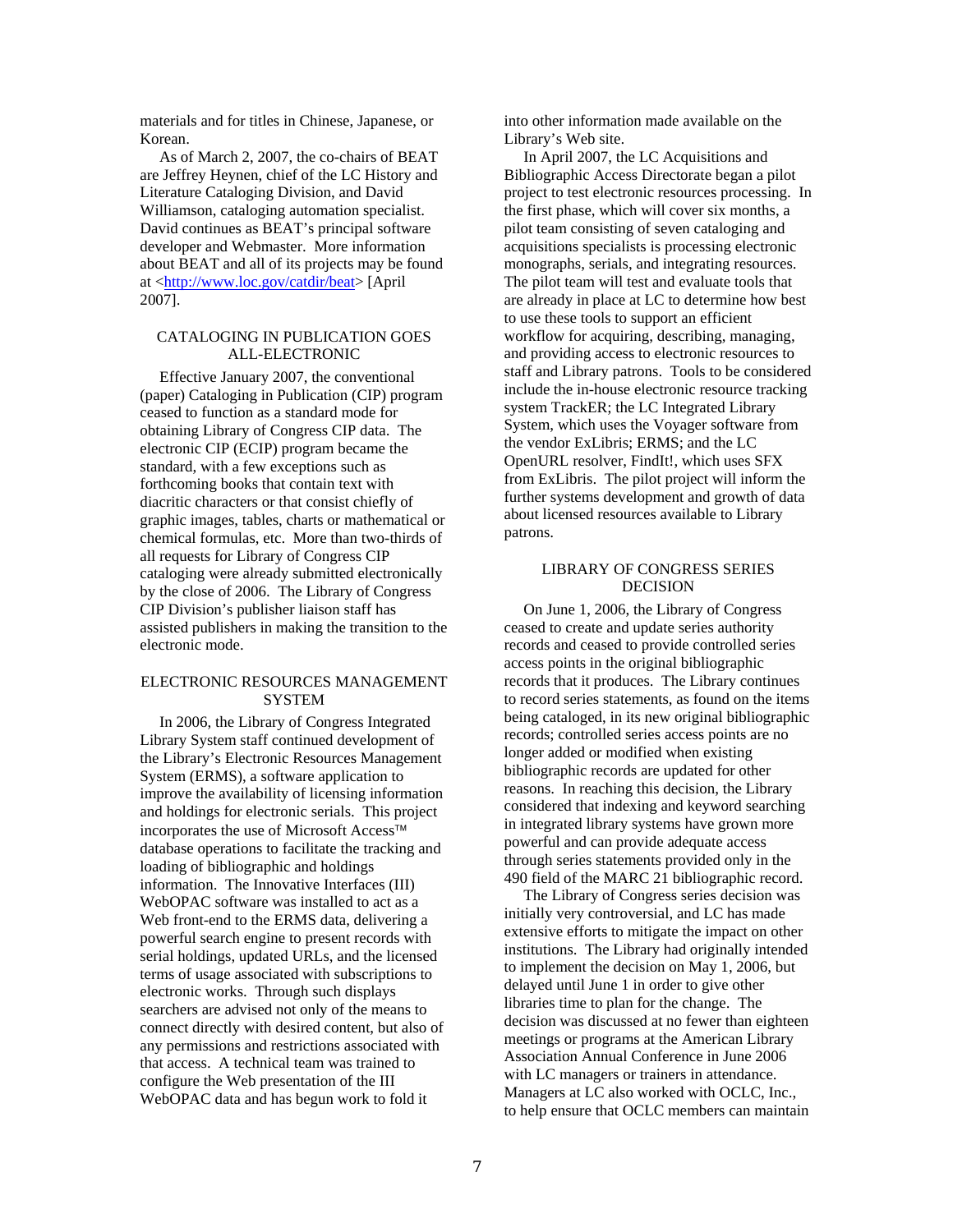materials and for titles in Chinese, Japanese, or Korean.

As of March 2, 2007, the co-chairs of BEAT are Jeffrey Heynen, chief of the LC History and Literature Cataloging Division, and David Williamson, cataloging automation specialist. David continues as BEAT's principal software developer and Webmaster. More information about BEAT and all of its projects may be found at <http://www.loc.gov/catdir/beat> [April 2007].

## CATALOGING IN PUBLICATION GOES ALL-ELECTRONIC

Effective January 2007, the conventional (paper) Cataloging in Publication (CIP) program ceased to function as a standard mode for obtaining Library of Congress CIP data. The electronic CIP (ECIP) program became the standard, with a few exceptions such as forthcoming books that contain text with diacritic characters or that consist chiefly of graphic images, tables, charts or mathematical or chemical formulas, etc. More than two-thirds of all requests for Library of Congress CIP cataloging were already submitted electronically by the close of 2006. The Library of Congress CIP Division's publisher liaison staff has assisted publishers in making the transition to the electronic mode.

## ELECTRONIC RESOURCES MANAGEMENT SYSTEM

In 2006, the Library of Congress Integrated Library System staff continued development of the Library's Electronic Resources Management System (ERMS), a software application to improve the availability of licensing information and holdings for electronic serials. This project incorporates the use of Microsoft Access™ database operations to facilitate the tracking and loading of bibliographic and holdings information. The Innovative Interfaces (III) WebOPAC software was installed to act as a Web front-end to the ERMS data, delivering a powerful search engine to present records with serial holdings, updated URLs, and the licensed terms of usage associated with subscriptions to electronic works. Through such displays searchers are advised not only of the means to connect directly with desired content, but also of any permissions and restrictions associated with that access. A technical team was trained to configure the Web presentation of the III WebOPAC data and has begun work to fold it into other information made available on the Library's Web site.

In April 2007, the LC Acquisitions and Bibliographic Access Directorate began a pilot project to test electronic resources processing. In the first phase, which will cover six months, a pilot team consisting of seven cataloging and acquisitions specialists is processing electronic monographs, serials, and integrating resources. The pilot team will test and evaluate tools that are already in place at LC to determine how best to use these tools to support an efficient workflow for acquiring, describing, managing, and providing access to electronic resources to staff and Library patrons. Tools to be considered include the in-house electronic resource tracking system TrackER; the LC Integrated Library System, which uses the Voyager software from the vendor ExLibris; ERMS; and the LC OpenURL resolver, FindIt!, which uses SFX from ExLibris. The pilot project will inform the further systems development and growth of data about licensed resources available to Library patrons.

## LIBRARY OF CONGRESS SERIES DECISION

On June 1, 2006, the Library of Congress ceased to create and update series authority records and ceased to provide controlled series access points in the original bibliographic records that it produces. The Library continues to record series statements, as found on the items being cataloged, in its new original bibliographic records; controlled series access points are no longer added or modified when existing bibliographic records are updated for other reasons. In reaching this decision, the Library considered that indexing and keyword searching in integrated library systems have grown more powerful and can provide adequate access through series statements provided only in the 490 field of the MARC 21 bibliographic record.

The Library of Congress series decision was initially very controversial, and LC has made extensive efforts to mitigate the impact on other institutions. The Library had originally intended to implement the decision on May 1, 2006, but delayed until June 1 in order to give other libraries time to plan for the change. The decision was discussed at no fewer than eighteen meetings or programs at the American Library Association Annual Conference in June 2006 with LC managers or trainers in attendance. Managers at LC also worked with OCLC, Inc., to help ensure that OCLC members can maintain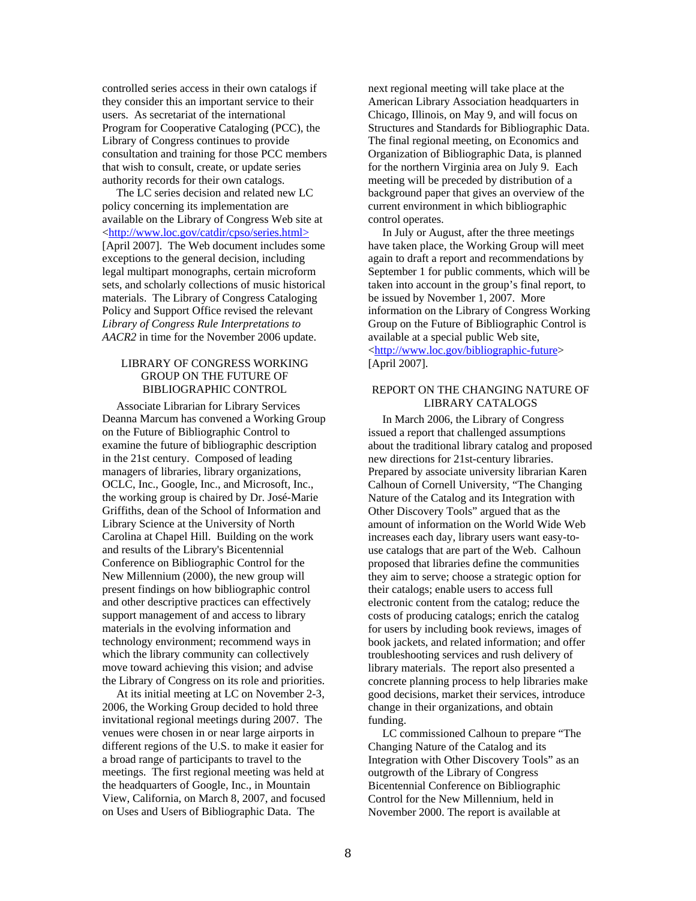controlled series access in their own catalogs if they consider this an important service to their users. As secretariat of the international Program for Cooperative Cataloging (PCC), the Library of Congress continues to provide consultation and training for those PCC members that wish to consult, create, or update series authority records for their own catalogs.

The LC series decision and related new LC policy concerning its implementation are available on the Library of Congress Web site at <http://www.loc.gov/catdir/cpso/series.html> [April 2007]. The Web document includes some exceptions to the general decision, including legal multipart monographs, certain microform sets, and scholarly collections of music historical materials. The Library of Congress Cataloging Policy and Support Office revised the relevant *Library of Congress Rule Interpretations to AACR2* in time for the November 2006 update.

## LIBRARY OF CONGRESS WORKING GROUP ON THE FUTURE OF BIBLIOGRAPHIC CONTROL

Associate Librarian for Library Services Deanna Marcum has convened a Working Group on the Future of Bibliographic Control to examine the future of bibliographic description in the 21st century. Composed of leading managers of libraries, library organizations, OCLC, Inc., Google, Inc., and Microsoft, Inc., the working group is chaired by Dr. José-Marie Griffiths, dean of the School of Information and Library Science at the University of North Carolina at Chapel Hill. Building on the work and results of the Library's Bicentennial Conference on Bibliographic Control for the New Millennium (2000), the new group will present findings on how bibliographic control and other descriptive practices can effectively support management of and access to library materials in the evolving information and technology environment; recommend ways in which the library community can collectively move toward achieving this vision; and advise the Library of Congress on its role and priorities.

At its initial meeting at LC on November 2-3, 2006, the Working Group decided to hold three invitational regional meetings during 2007. The venues were chosen in or near large airports in different regions of the U.S. to make it easier for a broad range of participants to travel to the meetings. The first regional meeting was held at the headquarters of Google, Inc., in Mountain View, California, on March 8, 2007, and focused on Uses and Users of Bibliographic Data. The next regional meeting will take place at the American Library Association headquarters in Chicago, Illinois, on May 9, and will focus on Structures and Standards for Bibliographic Data. The final regional meeting, on Economics and Organization of Bibliographic Data, is planned for the northern Virginia area on July 9. Each meeting will be preceded by distribution of a background paper that gives an overview of the current environment in which bibliographic control operates.

In July or August, after the three meetings have taken place, the Working Group will meet again to draft a report and recommendations by September 1 for public comments, which will be taken into account in the group's final report, to be issued by November 1, 2007. More information on the Library of Congress Working Group on the Future of Bibliographic Control is available at a special public Web site, <http://www.loc.gov/bibliographic-future> [April 2007].

## REPORT ON THE CHANGING NATURE OF LIBRARY CATALOGS

In March 2006, the Library of Congress issued a report that challenged assumptions about the traditional library catalog and proposed new directions for 21st-century libraries. Prepared by associate university librarian Karen Calhoun of Cornell University, "The Changing Nature of the Catalog and its Integration with Other Discovery Tools" argued that as the amount of information on the World Wide Web increases each day, library users want easy-to-use catalogs that are part of the Web. Calhoun proposed that libraries define the communities they aim to serve; choose a strategic option for their catalogs; enable users to access full electronic content from the catalog; reduce the costs of producing catalogs; enrich the catalog for users by including book reviews, images of book jackets, and related information; and offer troubleshooting services and rush delivery of library materials. The report also presented a concrete planning process to help libraries make good decisions, market their services, introduce change in their organizations, and obtain funding.

LC commissioned Calhoun to prepare "The Changing Nature of the Catalog and its Integration with Other Discovery Tools" as an outgrowth of the Library of Congress Bicentennial Conference on Bibliographic Control for the New Millennium, held in November 2000. The report is available at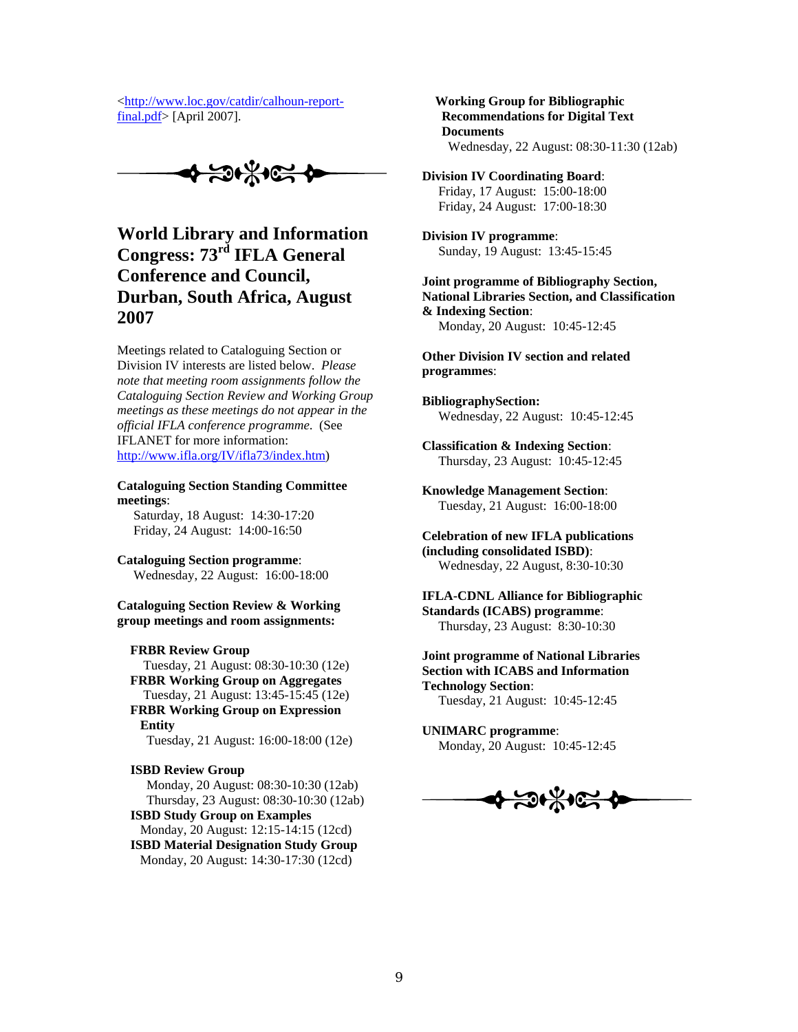<http://www.loc.gov/catdir/calhoun-report-final.pdf> [April 2007].

---

## World Library and Information Congress: 73rd IFLA General Conference and Council, Durban, South Africa, August 2007

Meetings related to Cataloguing Section or Division IV interests are listed below. *Please note that meeting room assignments follow the Cataloguing Section Review and Working Group meetings as these meetings do not appear in the official IFLA conference programme.* (See IFLANET for more information: http://www.ifla.org/IV/ifla73/index.htm)

**Cataloguing Section Standing Committee meetings**:
Saturday, 18 August: 14:30-17:20
Friday, 24 August: 14:00-16:50

**Cataloguing Section programme**:
Wednesday, 22 August: 16:00-18:00

**Cataloguing Section Review & Working group meetings and room assignments:**

**FRBR Review Group**
Tuesday, 21 August: 08:30-10:30 (12e)
**FRBR Working Group on Aggregates**
Tuesday, 21 August: 13:45-15:45 (12e)
**FRBR Working Group on Expression Entity**
Tuesday, 21 August: 16:00-18:00 (12e)

**ISBD Review Group**
Monday, 20 August: 08:30-10:30 (12ab)
Thursday, 23 August: 08:30-10:30 (12ab)
**ISBD Study Group on Examples**
Monday, 20 August: 12:15-14:15 (12cd)
**ISBD Material Designation Study Group**
Monday, 20 August: 14:30-17:30 (12cd)

**Working Group for Bibliographic Recommendations for Digital Text Documents**
Wednesday, 22 August: 08:30-11:30 (12ab)

**Division IV Coordinating Board**:
Friday, 17 August: 15:00-18:00
Friday, 24 August: 17:00-18:30

**Division IV programme**:
Sunday, 19 August: 13:45-15:45

**Joint programme of Bibliography Section, National Libraries Section, and Classification & Indexing Section**:
Monday, 20 August: 10:45-12:45

**Other Division IV section and related programmes**:

**BibliographySection:**
Wednesday, 22 August: 10:45-12:45

**Classification & Indexing Section**:
Thursday, 23 August: 10:45-12:45

**Knowledge Management Section**:
Tuesday, 21 August: 16:00-18:00

**Celebration of new IFLA publications (including consolidated ISBD)**:
Wednesday, 22 August, 8:30-10:30

**IFLA-CDNL Alliance for Bibliographic Standards (ICABS) programme**:
Thursday, 23 August: 8:30-10:30

**Joint programme of National Libraries Section with ICABS and Information Technology Section**:
Tuesday, 21 August: 10:45-12:45

**UNIMARC programme**:
Monday, 20 August: 10:45-12:45

---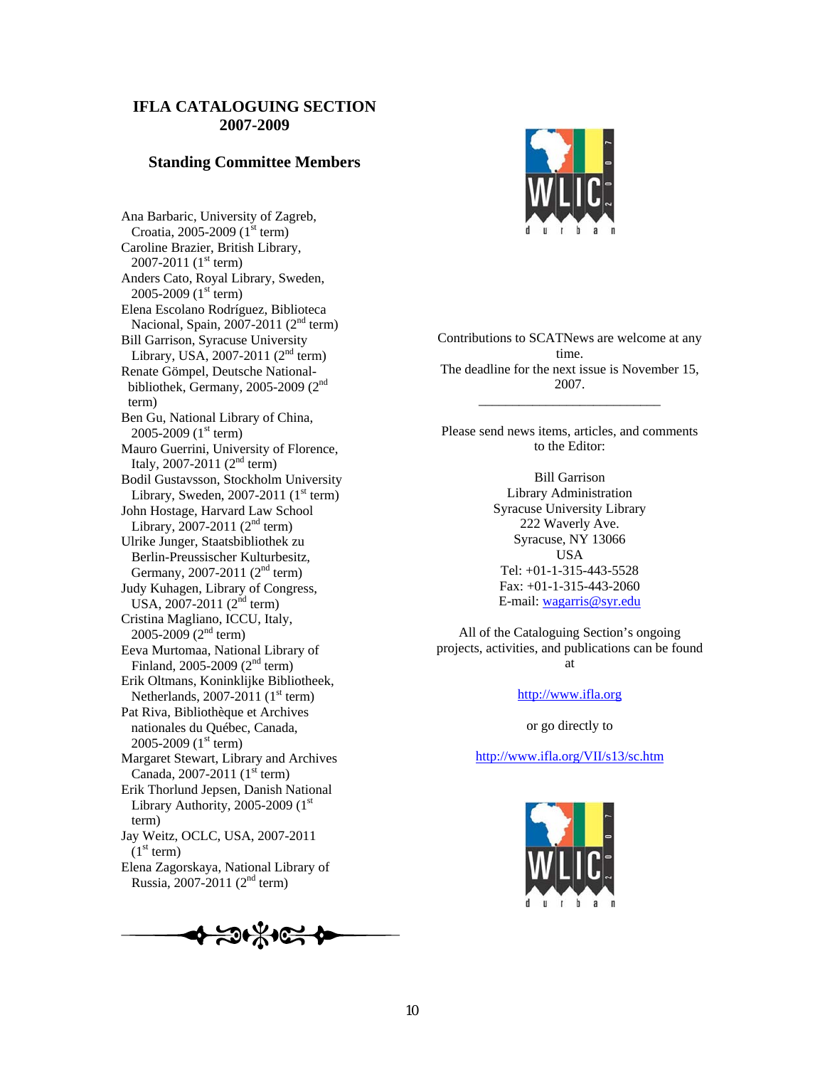## IFLA CATALOGUING SECTION 2007-2009

### Standing Committee Members

Ana Barbaric, University of Zagreb, Croatia, 2005-2009 (1st term)
Caroline Brazier, British Library, 2007-2011 (1st term)
Anders Cato, Royal Library, Sweden, 2005-2009 (1st term)
Elena Escolano Rodríguez, Biblioteca Nacional, Spain, 2007-2011 (2nd term)
Bill Garrison, Syracuse University Library, USA, 2007-2011 (2nd term)
Renate Gömpel, Deutsche Nationalbibliothek, Germany, 2005-2009 (2nd term)
Ben Gu, National Library of China, 2005-2009 (1st term)
Mauro Guerrini, University of Florence, Italy, 2007-2011 (2nd term)
Bodil Gustavsson, Stockholm University Library, Sweden, 2007-2011 (1st term)
John Hostage, Harvard Law School Library, 2007-2011 (2nd term)
Ulrike Junger, Staatsbibliothek zu Berlin-Preussischer Kulturbesitz, Germany, 2007-2011 (2nd term)
Judy Kuhagen, Library of Congress, USA, 2007-2011 (2nd term)
Cristina Magliano, ICCU, Italy, 2005-2009 (2nd term)
Eeva Murtomaa, National Library of Finland, 2005-2009 (2nd term)
Erik Oltmans, Koninklijke Bibliotheek, Netherlands, 2007-2011 (1st term)
Pat Riva, Bibliothèque et Archives nationales du Québec, Canada, 2005-2009 (1st term)
Margaret Stewart, Library and Archives Canada, 2007-2011 (1st term)
Erik Thorlund Jepsen, Danish National Library Authority, 2005-2009 (1st term)
Jay Weitz, OCLC, USA, 2007-2011 (1st term)
Elena Zagorskaya, National Library of Russia, 2007-2011 (2nd term)

Contributions to SCATNews are welcome at any time.
The deadline for the next issue is November 15, 2007.

---

Please send news items, articles, and comments to the Editor:

Bill Garrison
Library Administration
Syracuse University Library
222 Waverly Ave.
Syracuse, NY 13066
USA
Tel: +01-1-315-443-5528
Fax: +01-1-315-443-2060
E-mail: wagarris@syr.edu

All of the Cataloguing Section's ongoing projects, activities, and publications can be found at

http://www.ifla.org

or go directly to

http://www.ifla.org/VII/s13/sc.htm